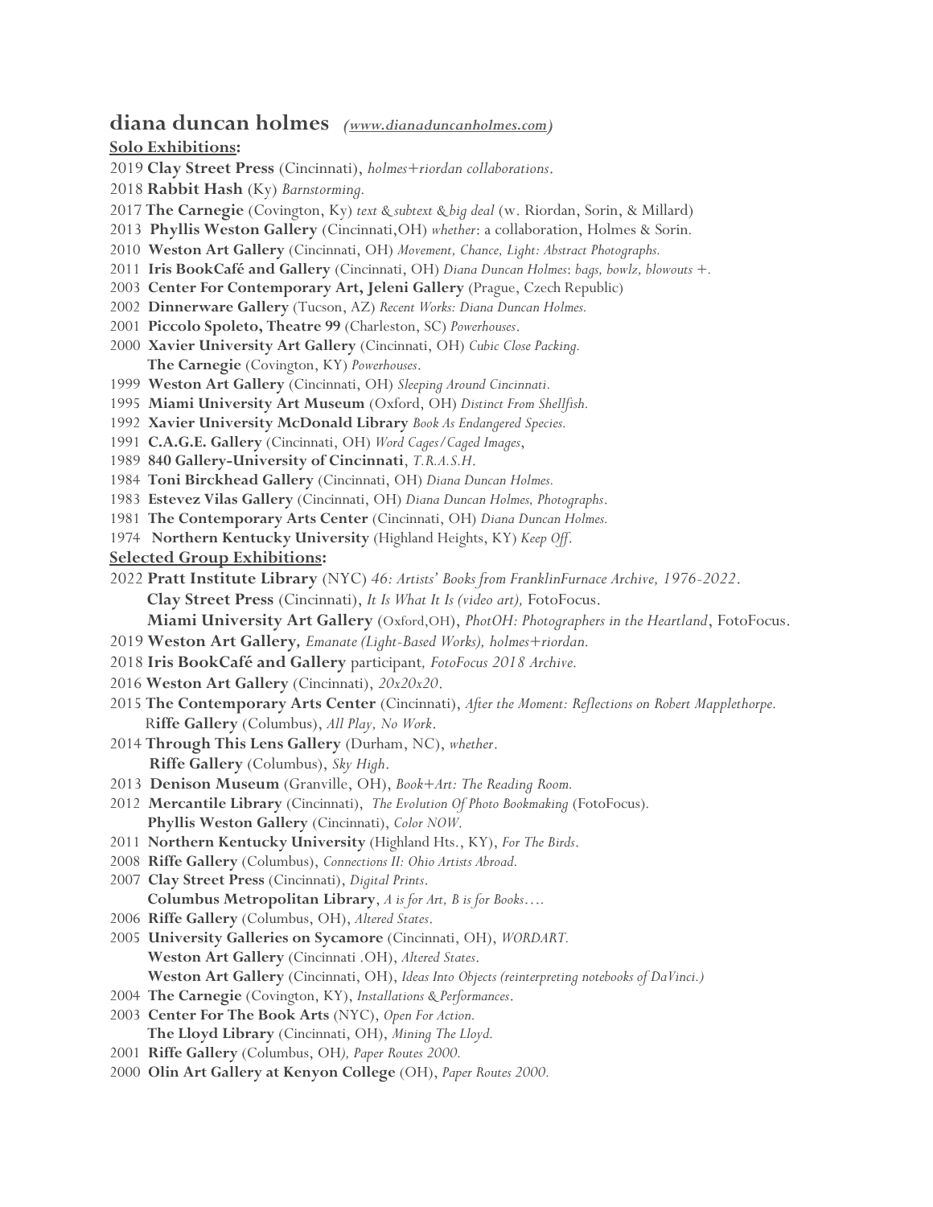# diana duncan holmes *(www.dianaduncanholmes.com)*

**Solo Exhibitions:**

2019 **Clay Street Press** (Cincinnati), *holmes+riordan collaborations*.
2018 **Rabbit Hash** (Ky) *Barnstorming.*
2017 **The Carnegie** (Covington, Ky) *text & subtext & big deal* (w. Riordan, Sorin, & Millard)
2013 **Phyllis Weston Gallery** (Cincinnati,OH) *whether*: a collaboration, Holmes & Sorin.
2010 **Weston Art Gallery** (Cincinnati, OH) *Movement, Chance, Light: Abstract Photographs.*
2011 **Iris BookCafé and Gallery** (Cincinnati, OH) *Diana Duncan Holmes*: *bags, bowlz, blowouts +.*
2003 **Center For Contemporary Art, Jeleni Gallery** (Prague, Czech Republic)
2002 **Dinnerware Gallery** (Tucson, AZ) *Recent Works: Diana Duncan Holmes.*
2001 **Piccolo Spoleto, Theatre 99** (Charleston, SC) *Powerhouses*.
2000 **Xavier University Art Gallery** (Cincinnati, OH) *Cubic Close Packing.*
**The Carnegie** (Covington, KY) *Powerhouses*.
1999 **Weston Art Gallery** (Cincinnati, OH) *Sleeping Around Cincinnati.*
1995 **Miami University Art Museum** (Oxford, OH) *Distinct From Shellfish.*
1992 **Xavier University McDonald Library** *Book As Endangered Species.*
1991 **C.A.G.E. Gallery** (Cincinnati, OH) *Word Cages/Caged Images*,
1989 **840 Gallery-University of Cincinnati**, *T.R.A.S.H.*
1984 **Toni Birckhead Gallery** (Cincinnati, OH) *Diana Duncan Holmes.*
1983 **Estevez Vilas Gallery** (Cincinnati, OH) *Diana Duncan Holmes, Photographs*.
1981 **The Contemporary Arts Center** (Cincinnati, OH) *Diana Duncan Holmes.*
1974 **Northern Kentucky University** (Highland Heights, KY) *Keep Off*.

**Selected Group Exhibitions:**

2022 **Pratt Institute Library** (NYC) *46: Artists' Books from FranklinFurnace Archive, 1976-2022*.
**Clay Street Press** (Cincinnati), *It Is What It Is (video art),* FotoFocus.
**Miami University Art Gallery** (Oxford,OH), *PhotOH: Photographers in the Heartland*, FotoFocus.
2019 **Weston Art Gallery***, Emanate (Light-Based Works), holmes+riordan.*
2018 **Iris BookCafé and Gallery** participant*, FotoFocus 2018 Archive.*
2016 **Weston Art Gallery** (Cincinnati), *20x20x20*.
2015 **The Contemporary Arts Center** (Cincinnati), *After the Moment: Reflections on Robert Mapplethorpe.*
R**iffe Gallery** (Columbus), *All Play, No Work*.
2014 **Through This Lens Gallery** (Durham, NC), *whether*.
**Riffe Gallery** (Columbus), *Sky High*.
2013 **Denison Museum** (Granville, OH), *Book+Art: The Reading Room.*
2012 **Mercantile Library** (Cincinnati), *The Evolution Of Photo Bookmaking* (FotoFocus).
**Phyllis Weston Gallery** (Cincinnati), *Color NOW*.
2011 **Northern Kentucky University** (Highland Hts., KY), *For The Birds*.
2008 **Riffe Gallery** (Columbus), *Connections II: Ohio Artists Abroad.*
2007 **Clay Street Press** (Cincinnati), *Digital Prints*.
**Columbus Metropolitan Library**, *A is for Art, B is for Books….*
2006 **Riffe Gallery** (Columbus, OH), *Altered States*.
2005 **University Galleries on Sycamore** (Cincinnati, OH), *WORDART.*
**Weston Art Gallery** (Cincinnati .OH), *Altered States*.
**Weston Art Gallery** (Cincinnati, OH), *Ideas Into Objects (reinterpreting notebooks of DaVinci.)*
2004 **The Carnegie** (Covington, KY), *Installations & Performances*.
2003 **Center For The Book Arts** (NYC), *Open For Action.*
**The Lloyd Library** (Cincinnati, OH), *Mining The Lloyd.*
2001 **Riffe Gallery** (Columbus, OH*), Paper Routes 2000.*
2000 **Olin Art Gallery at Kenyon College** (OH), *Paper Routes 2000.*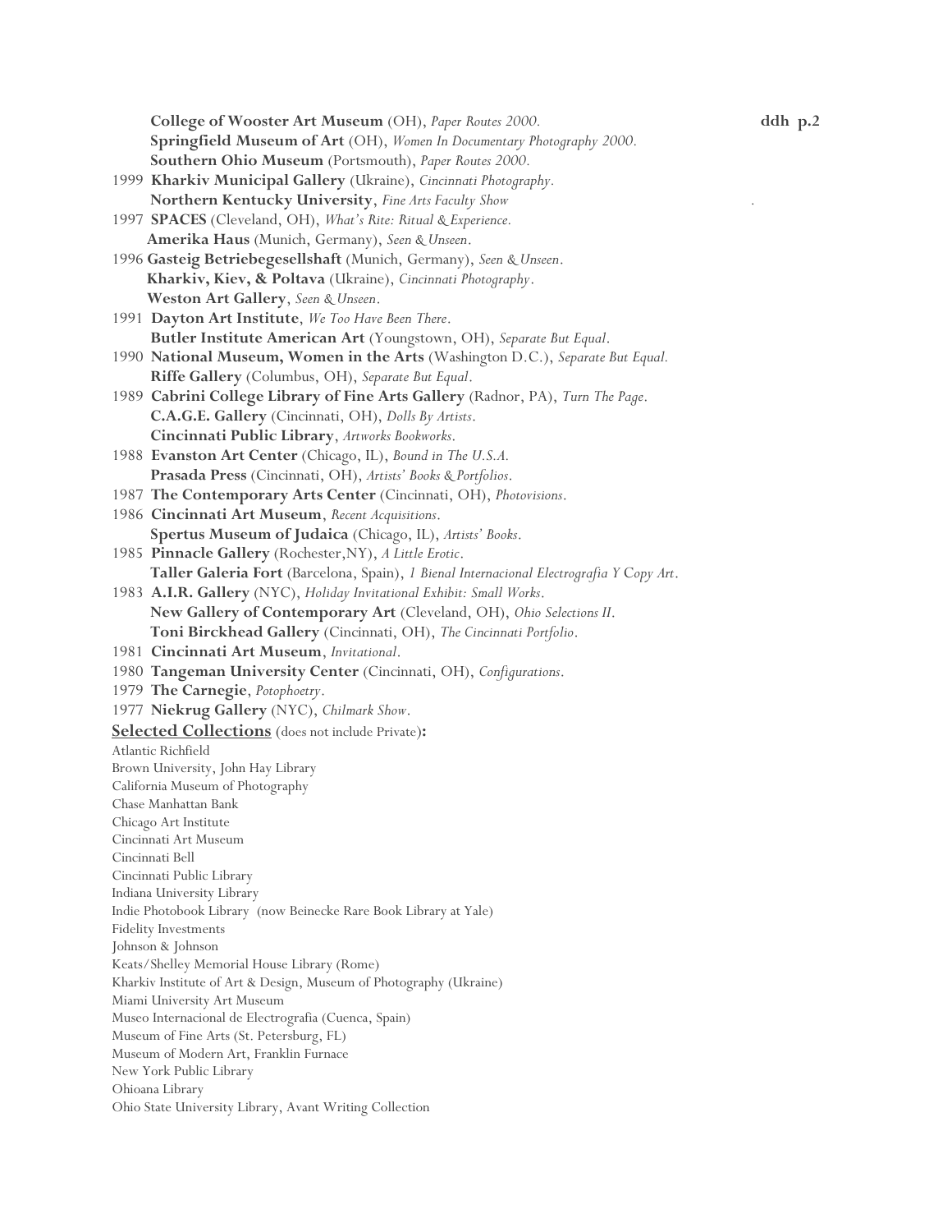**College of Wooster Art Museum** (OH), *Paper Routes 2000.*
**Springfield Museum of Art** (OH), *Women In Documentary Photography 2000.*
**Southern Ohio Museum** (Portsmouth), *Paper Routes 2000.*

1999 **Kharkiv Municipal Gallery** (Ukraine), *Cincinnati Photography.*
**Northern Kentucky University**, *Fine Arts Faculty Show*

1997 **SPACES** (Cleveland, OH), *What's Rite: Ritual & Experience.*
**Amerika Haus** (Munich, Germany), *Seen & Unseen.*

1996 **Gasteig Betriebegesellshaft** (Munich, Germany), *Seen & Unseen.*
**Kharkiv, Kiev, & Poltava** (Ukraine), *Cincinnati Photography.*
**Weston Art Gallery**, *Seen & Unseen.*

1991 **Dayton Art Institute**, *We Too Have Been There.*
**Butler Institute American Art** (Youngstown, OH), *Separate But Equal.*

1990 **National Museum, Women in the Arts** (Washington D.C.), *Separate But Equal.*
**Riffe Gallery** (Columbus, OH), *Separate But Equal.*

1989 **Cabrini College Library of Fine Arts Gallery** (Radnor, PA), *Turn The Page.*
**C.A.G.E. Gallery** (Cincinnati, OH), *Dolls By Artists.*
**Cincinnati Public Library**, *Artworks Bookworks.*

1988 **Evanston Art Center** (Chicago, IL), *Bound in The U.S.A.*
**Prasada Press** (Cincinnati, OH), *Artists' Books & Portfolios.*

1987 **The Contemporary Arts Center** (Cincinnati, OH), *Photovisions.*

1986 **Cincinnati Art Museum**, *Recent Acquisitions.*
**Spertus Museum of Judaica** (Chicago, IL), *Artists' Books.*

1985 **Pinnacle Gallery** (Rochester,NY), *A Little Erotic.*
**Taller Galeria Fort** (Barcelona, Spain), *1 Bienal Internacional Electrografia Y Copy Art.*

1983 **A.I.R. Gallery** (NYC), *Holiday Invitational Exhibit: Small Works.*
**New Gallery of Contemporary Art** (Cleveland, OH), *Ohio Selections II.*
**Toni Birckhead Gallery** (Cincinnati, OH), *The Cincinnati Portfolio.*

1981 **Cincinnati Art Museum**, *Invitational.*

1980 **Tangeman University Center** (Cincinnati, OH), *Configurations.*

1979 **The Carnegie**, *Potophoetry.*

1977 **Niekrug Gallery** (NYC), *Chilmark Show.*

**Selected Collections** (does not include Private)**:**

Atlantic Richfield
Brown University, John Hay Library
California Museum of Photography
Chase Manhattan Bank
Chicago Art Institute
Cincinnati Art Museum
Cincinnati Bell
Cincinnati Public Library
Indiana University Library
Indie Photobook Library (now Beinecke Rare Book Library at Yale)
Fidelity Investments
Johnson & Johnson
Keats/Shelley Memorial House Library (Rome)
Kharkiv Institute of Art & Design, Museum of Photography (Ukraine)
Miami University Art Museum
Museo Internacional de Electrografia (Cuenca, Spain)
Museum of Fine Arts (St. Petersburg, FL)
Museum of Modern Art, Franklin Furnace
New York Public Library
Ohioana Library
Ohio State University Library, Avant Writing Collection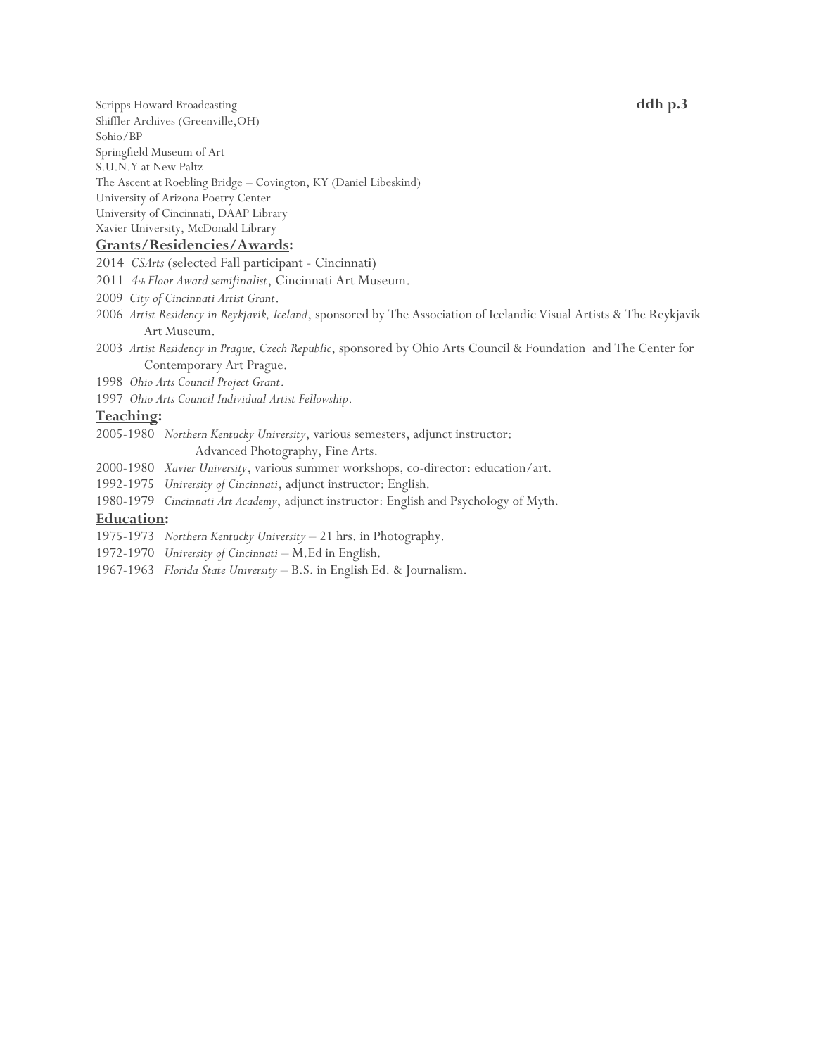Scripps Howard Broadcasting
Shiffler Archives (Greenville,OH)
Sohio/BP
Springfield Museum of Art
S.U.N.Y at New Paltz
The Ascent at Roebling Bridge – Covington, KY (Daniel Libeskind)
University of Arizona Poetry Center
University of Cincinnati, DAAP Library
Xavier University, McDonald Library

## Grants/Residencies/Awards:

2014 *CSArts* (selected Fall participant - Cincinnati)
2011 *4th Floor Award semifinalist*, Cincinnati Art Museum.
2009 *City of Cincinnati Artist Grant*.
2006 *Artist Residency in Reykjavik, Iceland*, sponsored by The Association of Icelandic Visual Artists & The Reykjavik Art Museum.
2003 *Artist Residency in Prague, Czech Republic*, sponsored by Ohio Arts Council & Foundation and The Center for Contemporary Art Prague.
1998 *Ohio Arts Council Project Grant*.
1997 *Ohio Arts Council Individual Artist Fellowship*.

## Teaching:

2005-1980 *Northern Kentucky University*, various semesters, adjunct instructor: Advanced Photography, Fine Arts.
2000-1980 *Xavier University*, various summer workshops, co-director: education/art.
1992-1975 *University of Cincinnati*, adjunct instructor: English.
1980-1979 *Cincinnati Art Academy*, adjunct instructor: English and Psychology of Myth.

## Education:

1975-1973 *Northern Kentucky University* – 21 hrs. in Photography.
1972-1970 *University of Cincinnati* – M.Ed in English.
1967-1963 *Florida State University* – B.S. in English Ed. & Journalism.